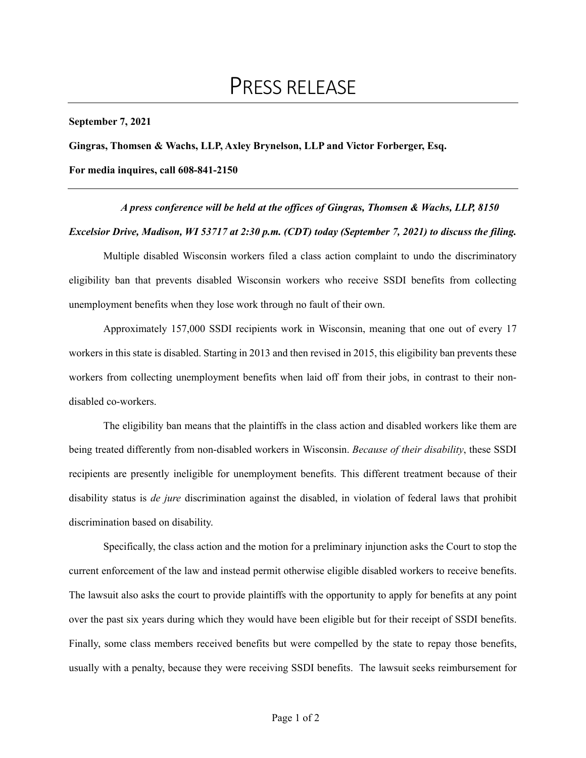# PRESS RELEASE

**September 7, 2021**

**Gingras, Thomsen & Wachs, LLP, Axley Brynelson, LLP and Victor Forberger, Esq.**

**For media inquires, call 608-841-2150**

---

***A press conference will be held at the offices of Gingras, Thomsen & Wachs, LLP, 8150 Excelsior Drive, Madison, WI 53717 at 2:30 p.m. (CDT) today (September 7, 2021) to discuss the filing.***

Multiple disabled Wisconsin workers filed a class action complaint to undo the discriminatory eligibility ban that prevents disabled Wisconsin workers who receive SSDI benefits from collecting unemployment benefits when they lose work through no fault of their own.

Approximately 157,000 SSDI recipients work in Wisconsin, meaning that one out of every 17 workers in this state is disabled. Starting in 2013 and then revised in 2015, this eligibility ban prevents these workers from collecting unemployment benefits when laid off from their jobs, in contrast to their non-disabled co-workers.

The eligibility ban means that the plaintiffs in the class action and disabled workers like them are being treated differently from non-disabled workers in Wisconsin. *Because of their disability*, these SSDI recipients are presently ineligible for unemployment benefits. This different treatment because of their disability status is *de jure* discrimination against the disabled, in violation of federal laws that prohibit discrimination based on disability.

Specifically, the class action and the motion for a preliminary injunction asks the Court to stop the current enforcement of the law and instead permit otherwise eligible disabled workers to receive benefits. The lawsuit also asks the court to provide plaintiffs with the opportunity to apply for benefits at any point over the past six years during which they would have been eligible but for their receipt of SSDI benefits. Finally, some class members received benefits but were compelled by the state to repay those benefits, usually with a penalty, because they were receiving SSDI benefits. The lawsuit seeks reimbursement for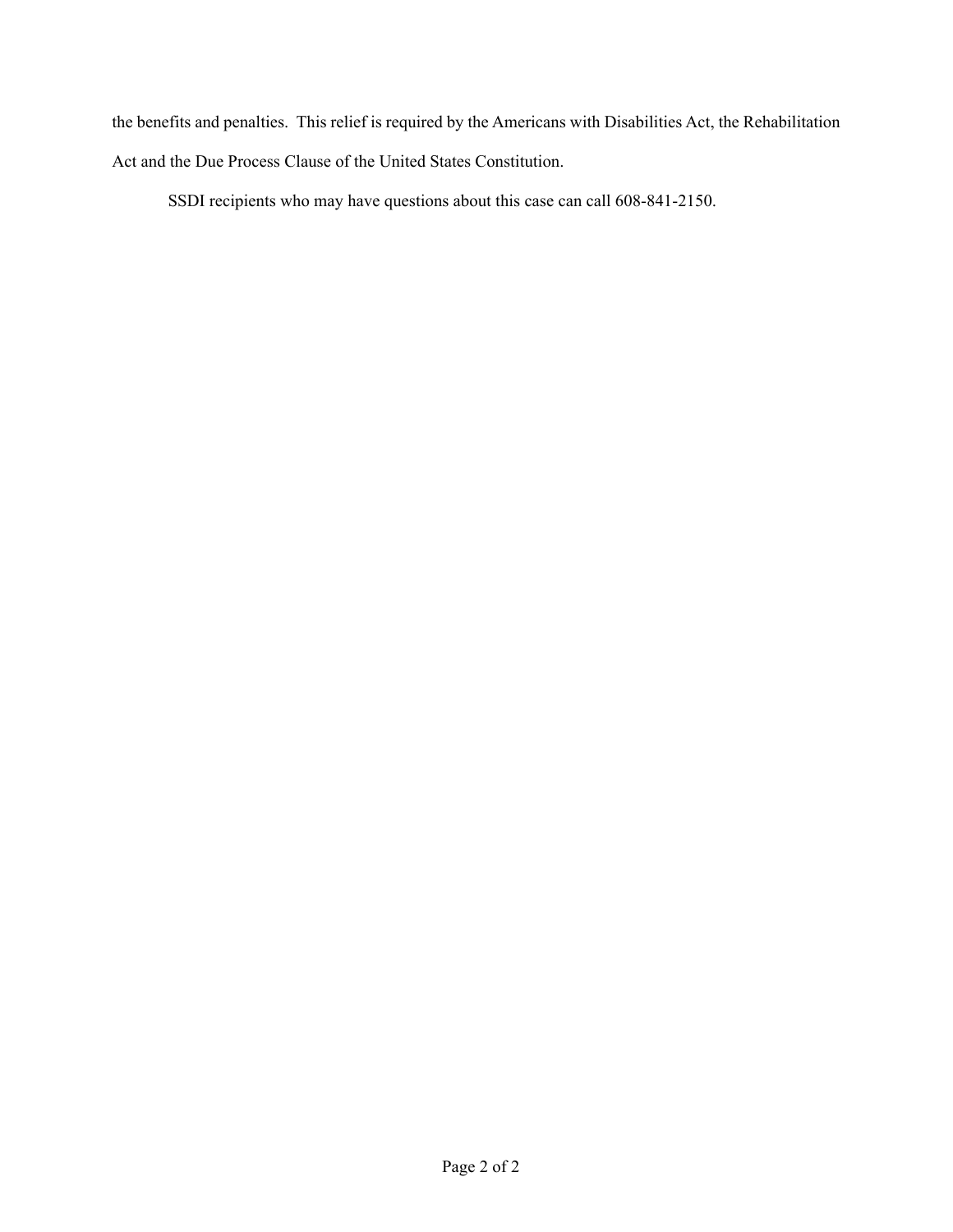the benefits and penalties. This relief is required by the Americans with Disabilities Act, the Rehabilitation Act and the Due Process Clause of the United States Constitution.

SSDI recipients who may have questions about this case can call 608-841-2150.